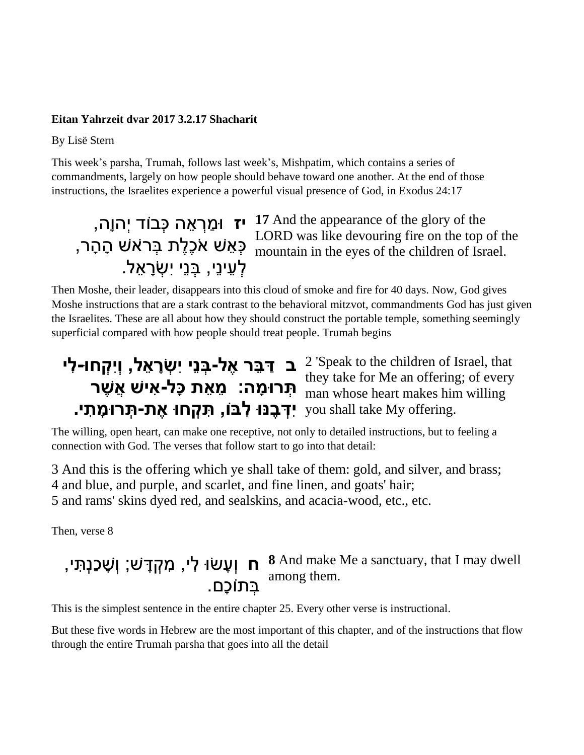**Eitan Yahrzeit dvar 2017 3.2.17 Shacharit**

By Lisë Stern

This week's parsha, Trumah, follows last week's, Mishpatim, which contains a series of commandments, largely on how people should behave toward one another. At the end of those instructions, the Israelites experience a powerful visual presence of God, in Exodus 24:17

| | |
|---|---|
| **יז** וּמַרְאֵה כְּבוֹד יְהוָה, כְּאֵשׁ אֹכֶלֶת בְּרֹאשׁ הָהָר, לְעֵינֵי, בְּנֵי יִשְׂרָאֵל. | **17** And the appearance of the glory of the LORD was like devouring fire on the top of the mountain in the eyes of the children of Israel. |

Then Moshe, their leader, disappears into this cloud of smoke and fire for 40 days. Now, God gives Moshe instructions that are a stark contrast to the behavioral mitzvot, commandments God has just given the Israelites. These are all about how they should construct the portable temple, something seemingly superficial compared with how people should treat people. Trumah begins

| | |
|---|---|
| **ב דַּבֵּר אֶל-בְּנֵי יִשְׂרָאֵל, וְיִקְחוּ-לִי תְּרוּמָה: מֵאֵת כָּל-אִישׁ אֲשֶׁר יִדְּבֶנּוּ לִבּוֹ, תִּקְחוּ אֶת-תְּרוּמָתִי.** | 2 'Speak to the children of Israel, that they take for Me an offering; of every man whose heart makes him willing you shall take My offering. |

The willing, open heart, can make one receptive, not only to detailed instructions, but to feeling a connection with God. The verses that follow start to go into that detail:

3 And this is the offering which ye shall take of them: gold, and silver, and brass;
4 and blue, and purple, and scarlet, and fine linen, and goats' hair;
5 and rams' skins dyed red, and sealskins, and acacia-wood, etc., etc.

Then, verse 8

| | |
|---|---|
| **ח** וְעָשׂוּ לִי, מִקְדָּשׁ; וְשָׁכַנְתִּי, בְּתוֹכָם. | **8** And make Me a sanctuary, that I may dwell among them. |

This is the simplest sentence in the entire chapter 25. Every other verse is instructional.

But these five words in Hebrew are the most important of this chapter, and of the instructions that flow through the entire Trumah parsha that goes into all the detail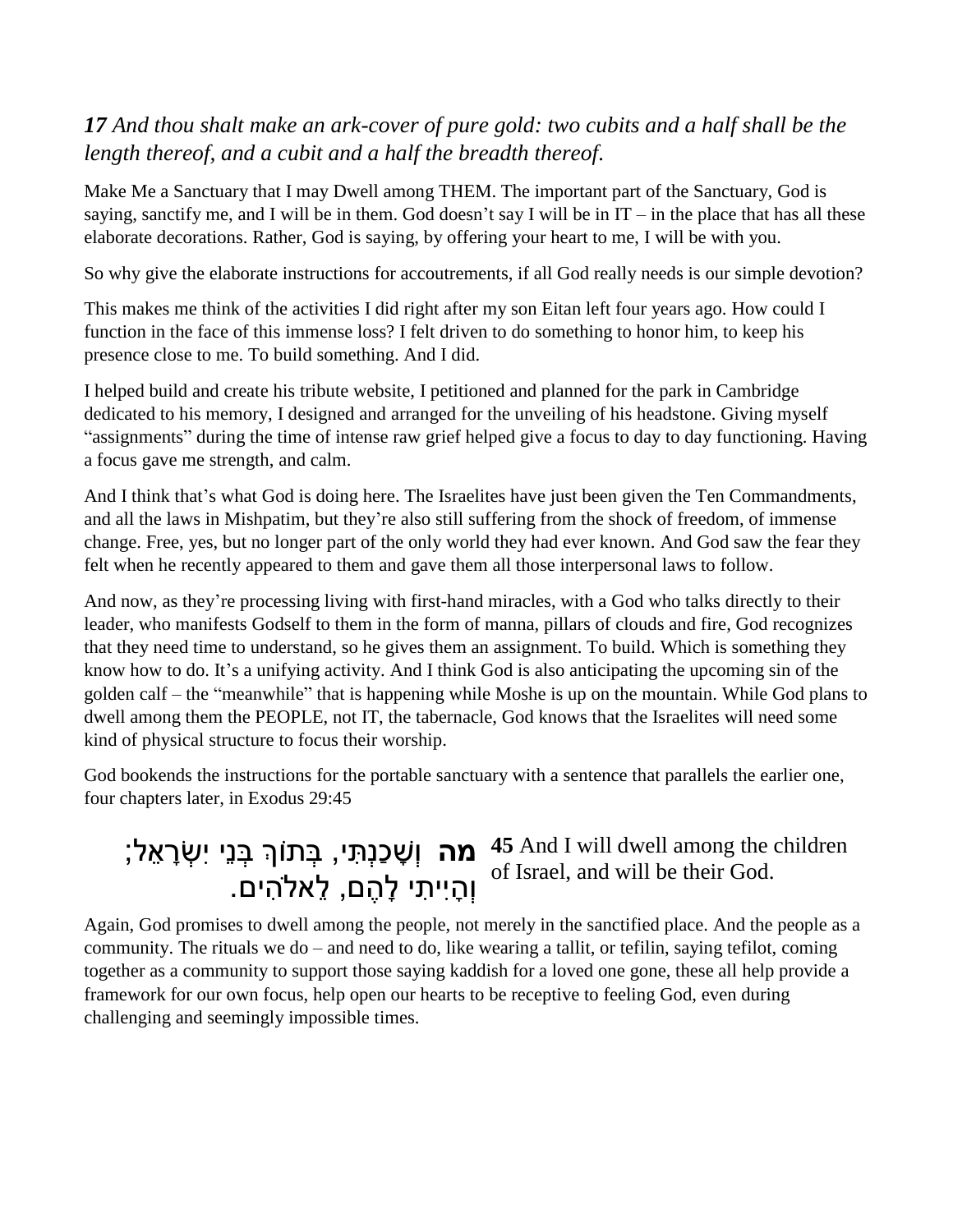***17** And thou shalt make an ark-cover of pure gold: two cubits and a half shall be the length thereof, and a cubit and a half the breadth thereof.*

Make Me a Sanctuary that I may Dwell among THEM. The important part of the Sanctuary, God is saying, sanctify me, and I will be in them. God doesn't say I will be in IT – in the place that has all these elaborate decorations. Rather, God is saying, by offering your heart to me, I will be with you.

So why give the elaborate instructions for accoutrements, if all God really needs is our simple devotion?

This makes me think of the activities I did right after my son Eitan left four years ago. How could I function in the face of this immense loss? I felt driven to do something to honor him, to keep his presence close to me. To build something. And I did.

I helped build and create his tribute website, I petitioned and planned for the park in Cambridge dedicated to his memory, I designed and arranged for the unveiling of his headstone. Giving myself "assignments" during the time of intense raw grief helped give a focus to day to day functioning. Having a focus gave me strength, and calm.

And I think that's what God is doing here. The Israelites have just been given the Ten Commandments, and all the laws in Mishpatim, but they're also still suffering from the shock of freedom, of immense change. Free, yes, but no longer part of the only world they had ever known. And God saw the fear they felt when he recently appeared to them and gave them all those interpersonal laws to follow.

And now, as they're processing living with first-hand miracles, with a God who talks directly to their leader, who manifests Godself to them in the form of manna, pillars of clouds and fire, God recognizes that they need time to understand, so he gives them an assignment. To build. Which is something they know how to do. It's a unifying activity. And I think God is also anticipating the upcoming sin of the golden calf – the "meanwhile" that is happening while Moshe is up on the mountain. While God plans to dwell among them the PEOPLE, not IT, the tabernacle, God knows that the Israelites will need some kind of physical structure to focus their worship.

God bookends the instructions for the portable sanctuary with a sentence that parallels the earlier one, four chapters later, in Exodus 29:45

**מה** וְשָׁכַנְתִּי, בְּתוֹךְ בְּנֵי יִשְׂרָאֵל; וְהָיִיתִי לָהֶם, לֵאלֹהִים.

**45** And I will dwell among the children of Israel, and will be their God.

Again, God promises to dwell among the people, not merely in the sanctified place. And the people as a community. The rituals we do – and need to do, like wearing a tallit, or tefilin, saying tefilot, coming together as a community to support those saying kaddish for a loved one gone, these all help provide a framework for our own focus, help open our hearts to be receptive to feeling God, even during challenging and seemingly impossible times.